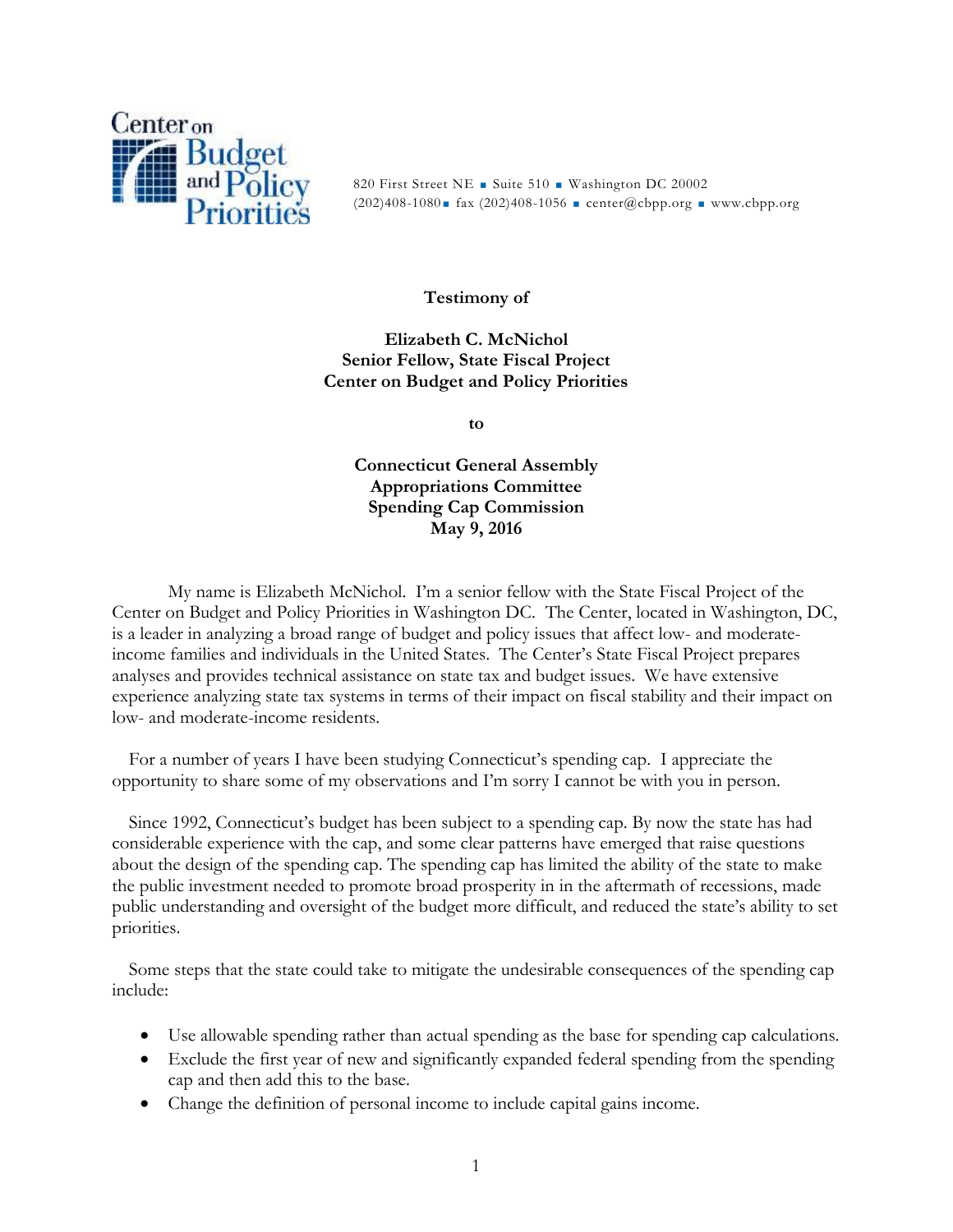Center on Budget and Policy Priorities

820 First Street NE ■ Suite 510 ■ Washington DC 20002
(202)408-1080 ■ fax (202)408-1056 ■ center@cbpp.org ■ www.cbpp.org

**Testimony of**

**Elizabeth C. McNichol**
**Senior Fellow, State Fiscal Project**
**Center on Budget and Policy Priorities**

**to**

**Connecticut General Assembly**
**Appropriations Committee**
**Spending Cap Commission**
**May 9, 2016**

My name is Elizabeth McNichol. I'm a senior fellow with the State Fiscal Project of the Center on Budget and Policy Priorities in Washington DC. The Center, located in Washington, DC, is a leader in analyzing a broad range of budget and policy issues that affect low- and moderate-income families and individuals in the United States. The Center's State Fiscal Project prepares analyses and provides technical assistance on state tax and budget issues. We have extensive experience analyzing state tax systems in terms of their impact on fiscal stability and their impact on low- and moderate-income residents.

For a number of years I have been studying Connecticut's spending cap. I appreciate the opportunity to share some of my observations and I'm sorry I cannot be with you in person.

Since 1992, Connecticut's budget has been subject to a spending cap. By now the state has had considerable experience with the cap, and some clear patterns have emerged that raise questions about the design of the spending cap. The spending cap has limited the ability of the state to make the public investment needed to promote broad prosperity in in the aftermath of recessions, made public understanding and oversight of the budget more difficult, and reduced the state's ability to set priorities.

Some steps that the state could take to mitigate the undesirable consequences of the spending cap include:

- Use allowable spending rather than actual spending as the base for spending cap calculations.
- Exclude the first year of new and significantly expanded federal spending from the spending cap and then add this to the base.
- Change the definition of personal income to include capital gains income.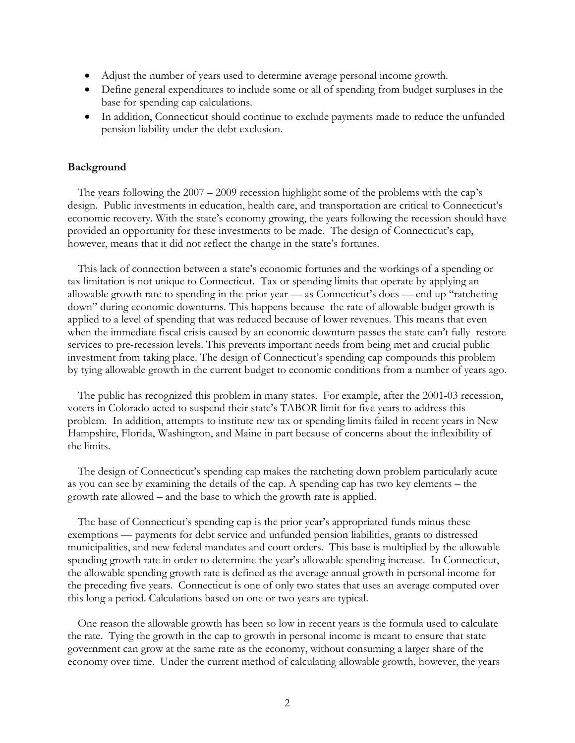- Adjust the number of years used to determine average personal income growth.
- Define general expenditures to include some or all of spending from budget surpluses in the base for spending cap calculations.
- In addition, Connecticut should continue to exclude payments made to reduce the unfunded pension liability under the debt exclusion.

**Background**

The years following the 2007 – 2009 recession highlight some of the problems with the cap's design. Public investments in education, health care, and transportation are critical to Connecticut's economic recovery. With the state's economy growing, the years following the recession should have provided an opportunity for these investments to be made. The design of Connecticut's cap, however, means that it did not reflect the change in the state's fortunes.

This lack of connection between a state's economic fortunes and the workings of a spending or tax limitation is not unique to Connecticut. Tax or spending limits that operate by applying an allowable growth rate to spending in the prior year — as Connecticut's does — end up "ratcheting down" during economic downturns. This happens because the rate of allowable budget growth is applied to a level of spending that was reduced because of lower revenues. This means that even when the immediate fiscal crisis caused by an economic downturn passes the state can't fully restore services to pre-recession levels. This prevents important needs from being met and crucial public investment from taking place. The design of Connecticut's spending cap compounds this problem by tying allowable growth in the current budget to economic conditions from a number of years ago.

The public has recognized this problem in many states. For example, after the 2001-03 recession, voters in Colorado acted to suspend their state's TABOR limit for five years to address this problem. In addition, attempts to institute new tax or spending limits failed in recent years in New Hampshire, Florida, Washington, and Maine in part because of concerns about the inflexibility of the limits.

The design of Connecticut's spending cap makes the ratcheting down problem particularly acute as you can see by examining the details of the cap. A spending cap has two key elements – the growth rate allowed – and the base to which the growth rate is applied.

The base of Connecticut's spending cap is the prior year's appropriated funds minus these exemptions — payments for debt service and unfunded pension liabilities, grants to distressed municipalities, and new federal mandates and court orders. This base is multiplied by the allowable spending growth rate in order to determine the year's allowable spending increase. In Connecticut, the allowable spending growth rate is defined as the average annual growth in personal income for the preceding five years. Connecticut is one of only two states that uses an average computed over this long a period. Calculations based on one or two years are typical.

One reason the allowable growth has been so low in recent years is the formula used to calculate the rate. Tying the growth in the cap to growth in personal income is meant to ensure that state government can grow at the same rate as the economy, without consuming a larger share of the economy over time. Under the current method of calculating allowable growth, however, the years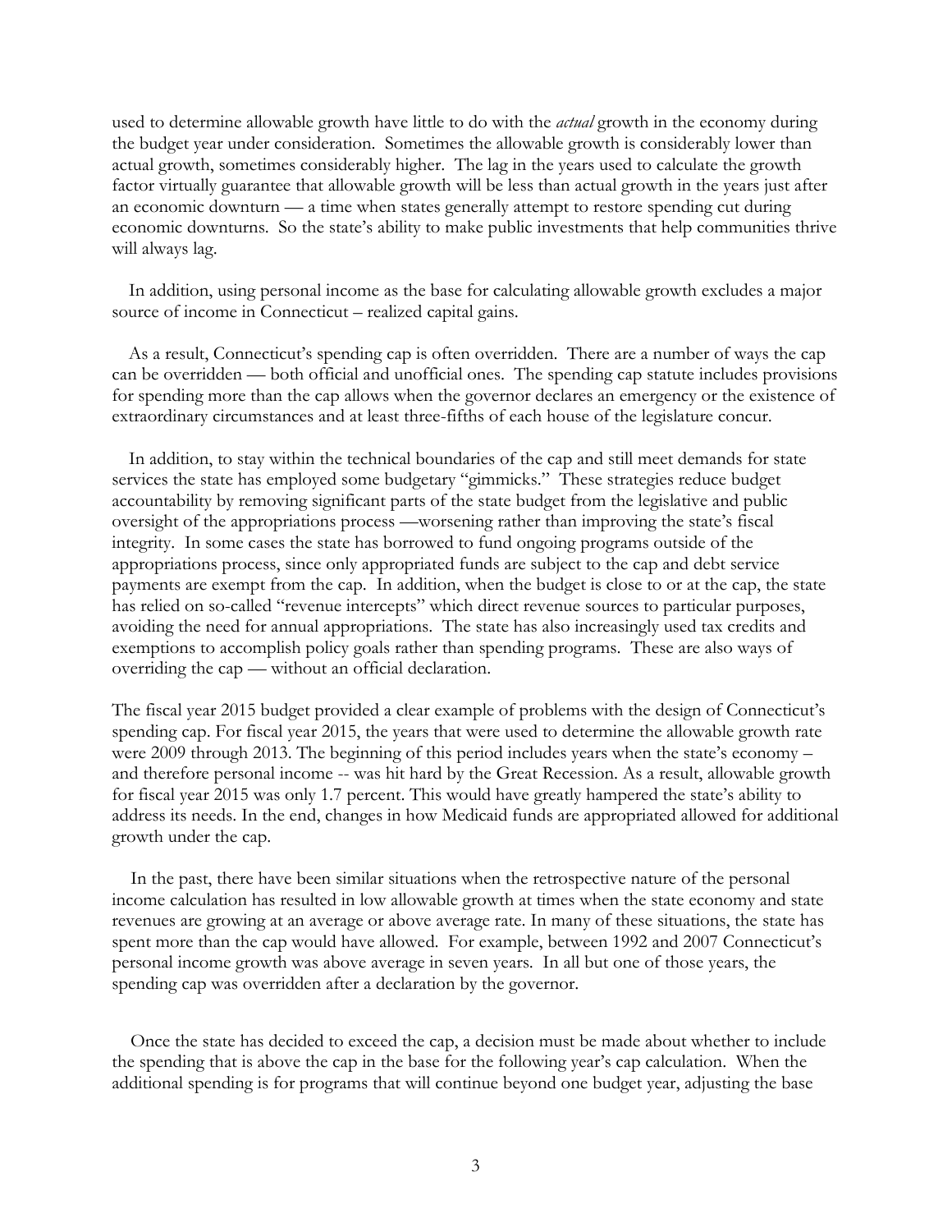used to determine allowable growth have little to do with the *actual* growth in the economy during the budget year under consideration. Sometimes the allowable growth is considerably lower than actual growth, sometimes considerably higher. The lag in the years used to calculate the growth factor virtually guarantee that allowable growth will be less than actual growth in the years just after an economic downturn — a time when states generally attempt to restore spending cut during economic downturns. So the state's ability to make public investments that help communities thrive will always lag.

In addition, using personal income as the base for calculating allowable growth excludes a major source of income in Connecticut – realized capital gains.

As a result, Connecticut's spending cap is often overridden. There are a number of ways the cap can be overridden — both official and unofficial ones. The spending cap statute includes provisions for spending more than the cap allows when the governor declares an emergency or the existence of extraordinary circumstances and at least three-fifths of each house of the legislature concur.

In addition, to stay within the technical boundaries of the cap and still meet demands for state services the state has employed some budgetary "gimmicks." These strategies reduce budget accountability by removing significant parts of the state budget from the legislative and public oversight of the appropriations process —worsening rather than improving the state's fiscal integrity. In some cases the state has borrowed to fund ongoing programs outside of the appropriations process, since only appropriated funds are subject to the cap and debt service payments are exempt from the cap. In addition, when the budget is close to or at the cap, the state has relied on so-called "revenue intercepts" which direct revenue sources to particular purposes, avoiding the need for annual appropriations. The state has also increasingly used tax credits and exemptions to accomplish policy goals rather than spending programs. These are also ways of overriding the cap — without an official declaration.

The fiscal year 2015 budget provided a clear example of problems with the design of Connecticut's spending cap. For fiscal year 2015, the years that were used to determine the allowable growth rate were 2009 through 2013. The beginning of this period includes years when the state's economy – and therefore personal income -- was hit hard by the Great Recession. As a result, allowable growth for fiscal year 2015 was only 1.7 percent. This would have greatly hampered the state's ability to address its needs. In the end, changes in how Medicaid funds are appropriated allowed for additional growth under the cap.

In the past, there have been similar situations when the retrospective nature of the personal income calculation has resulted in low allowable growth at times when the state economy and state revenues are growing at an average or above average rate. In many of these situations, the state has spent more than the cap would have allowed. For example, between 1992 and 2007 Connecticut's personal income growth was above average in seven years. In all but one of those years, the spending cap was overridden after a declaration by the governor.

Once the state has decided to exceed the cap, a decision must be made about whether to include the spending that is above the cap in the base for the following year's cap calculation. When the additional spending is for programs that will continue beyond one budget year, adjusting the base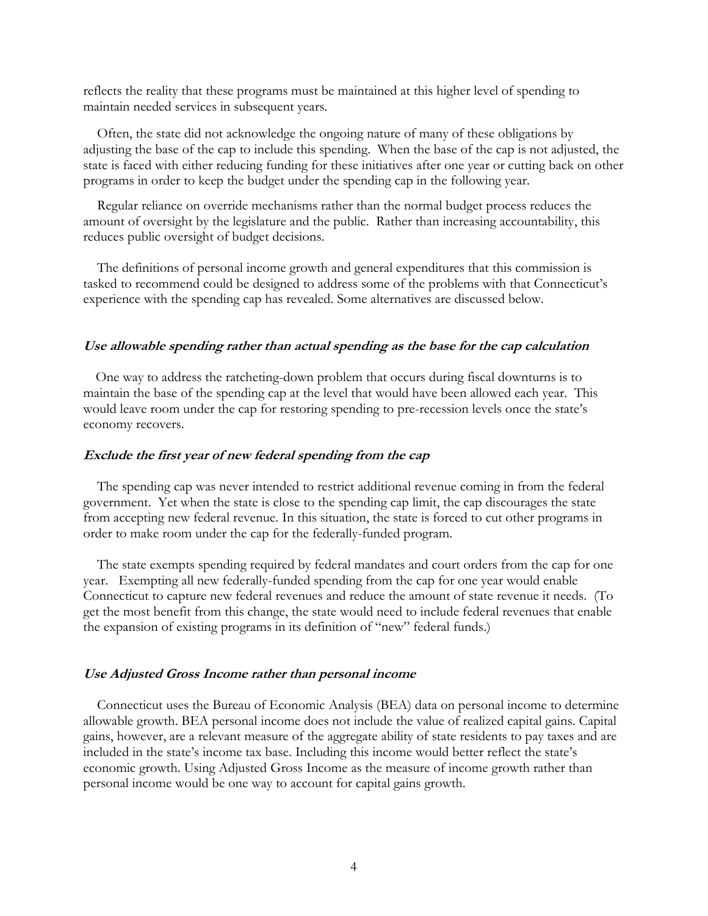reflects the reality that these programs must be maintained at this higher level of spending to maintain needed services in subsequent years.

Often, the state did not acknowledge the ongoing nature of many of these obligations by adjusting the base of the cap to include this spending. When the base of the cap is not adjusted, the state is faced with either reducing funding for these initiatives after one year or cutting back on other programs in order to keep the budget under the spending cap in the following year.

Regular reliance on override mechanisms rather than the normal budget process reduces the amount of oversight by the legislature and the public. Rather than increasing accountability, this reduces public oversight of budget decisions.

The definitions of personal income growth and general expenditures that this commission is tasked to recommend could be designed to address some of the problems with that Connecticut's experience with the spending cap has revealed. Some alternatives are discussed below.

### *Use allowable spending rather than actual spending as the base for the cap calculation*

One way to address the ratcheting-down problem that occurs during fiscal downturns is to maintain the base of the spending cap at the level that would have been allowed each year. This would leave room under the cap for restoring spending to pre-recession levels once the state's economy recovers.

### *Exclude the first year of new federal spending from the cap*

The spending cap was never intended to restrict additional revenue coming in from the federal government. Yet when the state is close to the spending cap limit, the cap discourages the state from accepting new federal revenue. In this situation, the state is forced to cut other programs in order to make room under the cap for the federally-funded program.

The state exempts spending required by federal mandates and court orders from the cap for one year. Exempting all new federally-funded spending from the cap for one year would enable Connecticut to capture new federal revenues and reduce the amount of state revenue it needs. (To get the most benefit from this change, the state would need to include federal revenues that enable the expansion of existing programs in its definition of "new" federal funds.)

### *Use Adjusted Gross Income rather than personal income*

Connecticut uses the Bureau of Economic Analysis (BEA) data on personal income to determine allowable growth. BEA personal income does not include the value of realized capital gains. Capital gains, however, are a relevant measure of the aggregate ability of state residents to pay taxes and are included in the state's income tax base. Including this income would better reflect the state's economic growth. Using Adjusted Gross Income as the measure of income growth rather than personal income would be one way to account for capital gains growth.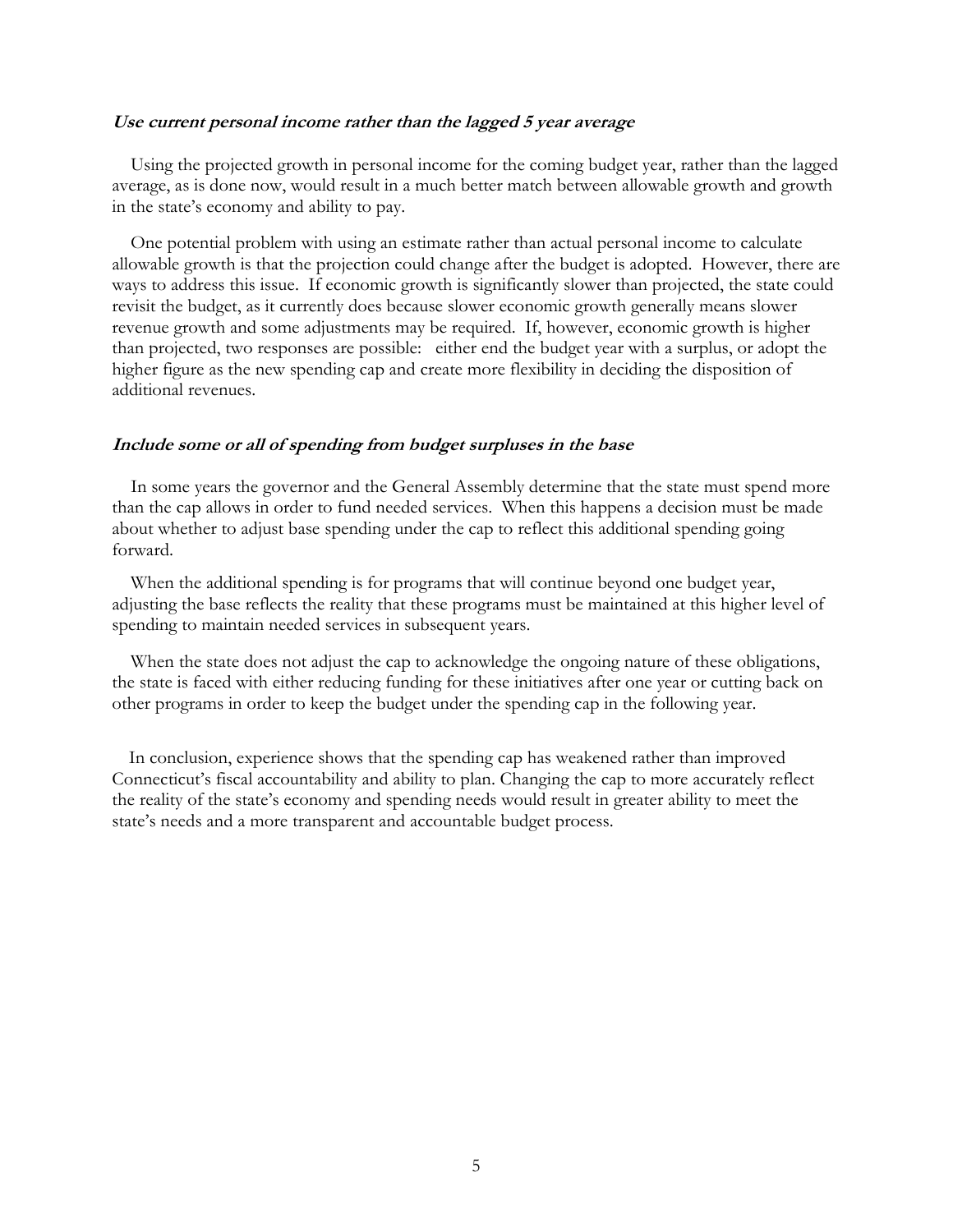***Use current personal income rather than the lagged 5 year average***

Using the projected growth in personal income for the coming budget year, rather than the lagged average, as is done now, would result in a much better match between allowable growth and growth in the state's economy and ability to pay.

One potential problem with using an estimate rather than actual personal income to calculate allowable growth is that the projection could change after the budget is adopted. However, there are ways to address this issue. If economic growth is significantly slower than projected, the state could revisit the budget, as it currently does because slower economic growth generally means slower revenue growth and some adjustments may be required. If, however, economic growth is higher than projected, two responses are possible: either end the budget year with a surplus, or adopt the higher figure as the new spending cap and create more flexibility in deciding the disposition of additional revenues.

***Include some or all of spending from budget surpluses in the base***

In some years the governor and the General Assembly determine that the state must spend more than the cap allows in order to fund needed services. When this happens a decision must be made about whether to adjust base spending under the cap to reflect this additional spending going forward.

When the additional spending is for programs that will continue beyond one budget year, adjusting the base reflects the reality that these programs must be maintained at this higher level of spending to maintain needed services in subsequent years.

When the state does not adjust the cap to acknowledge the ongoing nature of these obligations, the state is faced with either reducing funding for these initiatives after one year or cutting back on other programs in order to keep the budget under the spending cap in the following year.

In conclusion, experience shows that the spending cap has weakened rather than improved Connecticut's fiscal accountability and ability to plan. Changing the cap to more accurately reflect the reality of the state's economy and spending needs would result in greater ability to meet the state's needs and a more transparent and accountable budget process.